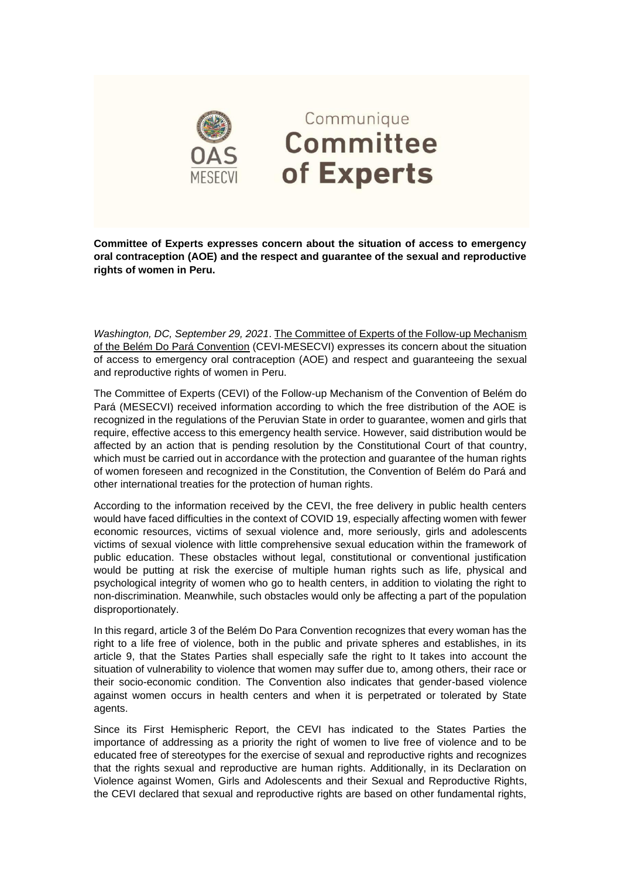Communique
**Committee of Experts**

OAS
MESECVI

**Committee of Experts expresses concern about the situation of access to emergency oral contraception (AOE) and the respect and guarantee of the sexual and reproductive rights of women in Peru.**

*Washington, DC, September 29, 2021*. The Committee of Experts of the Follow-up Mechanism of the Belém Do Pará Convention (CEVI-MESECVI) expresses its concern about the situation of access to emergency oral contraception (AOE) and respect and guaranteeing the sexual and reproductive rights of women in Peru.

The Committee of Experts (CEVI) of the Follow-up Mechanism of the Convention of Belém do Pará (MESECVI) received information according to which the free distribution of the AOE is recognized in the regulations of the Peruvian State in order to guarantee, women and girls that require, effective access to this emergency health service. However, said distribution would be affected by an action that is pending resolution by the Constitutional Court of that country, which must be carried out in accordance with the protection and guarantee of the human rights of women foreseen and recognized in the Constitution, the Convention of Belém do Pará and other international treaties for the protection of human rights.

According to the information received by the CEVI, the free delivery in public health centers would have faced difficulties in the context of COVID 19, especially affecting women with fewer economic resources, victims of sexual violence and, more seriously, girls and adolescents victims of sexual violence with little comprehensive sexual education within the framework of public education. These obstacles without legal, constitutional or conventional justification would be putting at risk the exercise of multiple human rights such as life, physical and psychological integrity of women who go to health centers, in addition to violating the right to non-discrimination. Meanwhile, such obstacles would only be affecting a part of the population disproportionately.

In this regard, article 3 of the Belém Do Para Convention recognizes that every woman has the right to a life free of violence, both in the public and private spheres and establishes, in its article 9, that the States Parties shall especially safe the right to It takes into account the situation of vulnerability to violence that women may suffer due to, among others, their race or their socio-economic condition. The Convention also indicates that gender-based violence against women occurs in health centers and when it is perpetrated or tolerated by State agents.

Since its First Hemispheric Report, the CEVI has indicated to the States Parties the importance of addressing as a priority the right of women to live free of violence and to be educated free of stereotypes for the exercise of sexual and reproductive rights and recognizes that the rights sexual and reproductive are human rights. Additionally, in its Declaration on Violence against Women, Girls and Adolescents and their Sexual and Reproductive Rights, the CEVI declared that sexual and reproductive rights are based on other fundamental rights,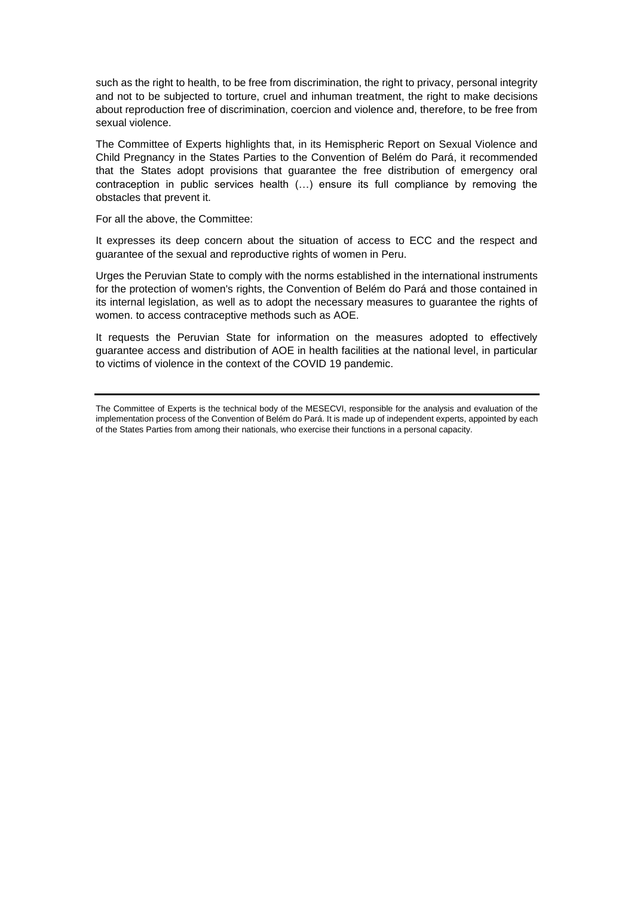such as the right to health, to be free from discrimination, the right to privacy, personal integrity and not to be subjected to torture, cruel and inhuman treatment, the right to make decisions about reproduction free of discrimination, coercion and violence and, therefore, to be free from sexual violence.

The Committee of Experts highlights that, in its Hemispheric Report on Sexual Violence and Child Pregnancy in the States Parties to the Convention of Belém do Pará, it recommended that the States adopt provisions that guarantee the free distribution of emergency oral contraception in public services health (…) ensure its full compliance by removing the obstacles that prevent it.

For all the above, the Committee:

It expresses its deep concern about the situation of access to ECC and the respect and guarantee of the sexual and reproductive rights of women in Peru.

Urges the Peruvian State to comply with the norms established in the international instruments for the protection of women's rights, the Convention of Belém do Pará and those contained in its internal legislation, as well as to adopt the necessary measures to guarantee the rights of women. to access contraceptive methods such as AOE.

It requests the Peruvian State for information on the measures adopted to effectively guarantee access and distribution of AOE in health facilities at the national level, in particular to victims of violence in the context of the COVID 19 pandemic.

---

The Committee of Experts is the technical body of the MESECVI, responsible for the analysis and evaluation of the implementation process of the Convention of Belém do Pará. It is made up of independent experts, appointed by each of the States Parties from among their nationals, who exercise their functions in a personal capacity.